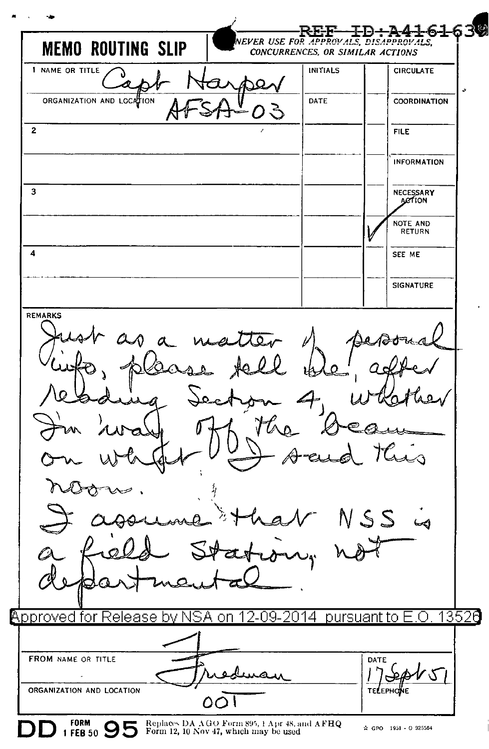REF ID:A416163

# MEMO ROUTING SLIP

NEVER USE FOR APPROVALS, DISAPPROVALS, CONCURRENCES, OR SIMILAR ACTIONS

| | INITIALS | | |
|---|---|---|---|
| 1 NAME OR TITLE: Capt Harper | INITIALS | | CIRCULATE |
| ORGANIZATION AND LOCATION: AFSA-03 | DATE | | COORDINATION |
| 2 | | | FILE |
| | | | INFORMATION |
| 3 | | | NECESSARY ACTION |
| | | ✓ | NOTE AND RETURN |
| 4 | | | SEE ME |
| | | | SIGNATURE |

REMARKS

Just as a matter of personal info, please tell me, after reading Section 4, whether I'm 'way off the beam on what I said this noon.

I assume that NSS is a field station, not departmental.

Approved for Release by NSA on 12-09-2014 pursuant to E.O. 13526

FROM NAME OR TITLE: Friedman

ORGANIZATION AND LOCATION: 00T

DATE: 17 Sept 51

TELEPHONE

DD FORM 1 FEB 50 95 Replaces DA AGO Form 895, 1 Apr 48, and AFHQ Form 12, 10 Nov 47, which may be used

☆ GPO 1951 - O 925564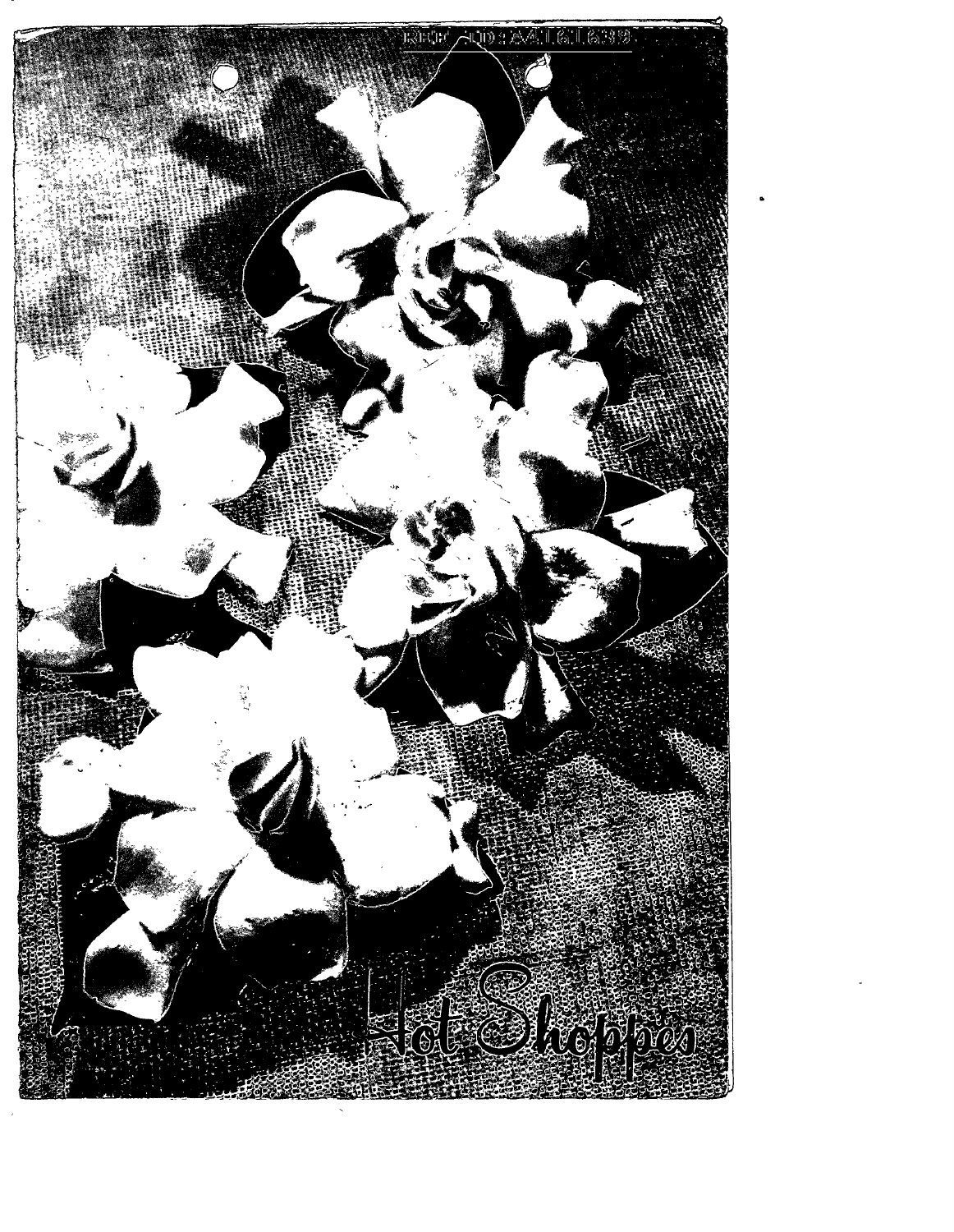REF ID:A4161633

Hot Shoppes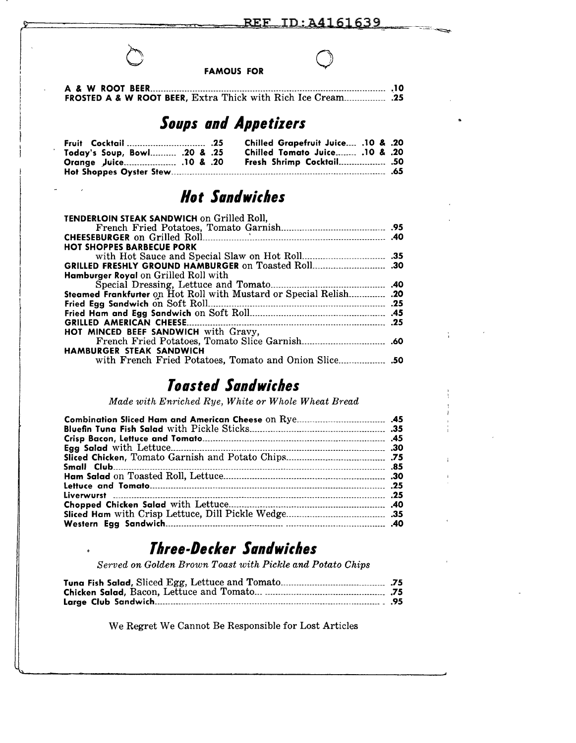FAMOUS FOR

**A & W ROOT BEER** .10
**FROSTED A & W ROOT BEER,** Extra Thick with Rich Ice Cream .25

## *Soups and Appetizers*

**Fruit Cocktail** .25
**Today's Soup, Bowl** .20 & .25
**Orange Juice** .10 & .20
**Chilled Grapefruit Juice** .10 & .20
**Chilled Tomato Juice** .10 & .20
**Fresh Shrimp Cocktail** .50
**Hot Shoppes Oyster Stew** .65

## *Hot Sandwiches*

**TENDERLOIN STEAK SANDWICH** on Grilled Roll, French Fried Potatoes, Tomato Garnish .95
**CHEESEBURGER** on Grilled Roll .40
**HOT SHOPPES BARBECUE PORK** with Hot Sauce and Special Slaw on Hot Roll .35
**GRILLED FRESHLY GROUND HAMBURGER** on Toasted Roll .30
**Hamburger Royal** on Grilled Roll with Special Dressing, Lettuce and Tomato .40
**Steamed Frankfurter** on Hot Roll with Mustard or Special Relish .20
**Fried Egg Sandwich** on Soft Roll .25
**Fried Ham and Egg Sandwich** on Soft Roll .45
**GRILLED AMERICAN CHEESE** .25
**HOT MINCED BEEF SANDWICH** with Gravy, French Fried Potatoes, Tomato Slice Garnish .60
**HAMBURGER STEAK SANDWICH** with French Fried Potatoes, Tomato and Onion Slice .50

## *Toasted Sandwiches*

*Made with Enriched Rye, White or Whole Wheat Bread*

**Combination Sliced Ham and American Cheese** on Rye .45
**Bluefin Tuna Fish Salad** with Pickle Sticks .35
**Crisp Bacon, Lettuce and Tomato** .45
**Egg Salad** with Lettuce .30
**Sliced Chicken,** Tomato Garnish and Potato Chips .75
**Small Club** .85
**Ham Salad** on Toasted Roll, Lettuce .30
**Lettuce and Tomato** .25
**Liverwurst** .25
**Chopped Chicken Salad** with Lettuce .40
**Sliced Ham** with Crisp Lettuce, Dill Pickle Wedge .35
**Western Egg Sandwich** .40

## *Three-Decker Sandwiches*

*Served on Golden Brown Toast with Pickle and Potato Chips*

**Tuna Fish Salad,** Sliced Egg, Lettuce and Tomato .75
**Chicken Salad,** Bacon, Lettuce and Tomato .75
**Large Club Sandwich** .95

We Regret We Cannot Be Responsible for Lost Articles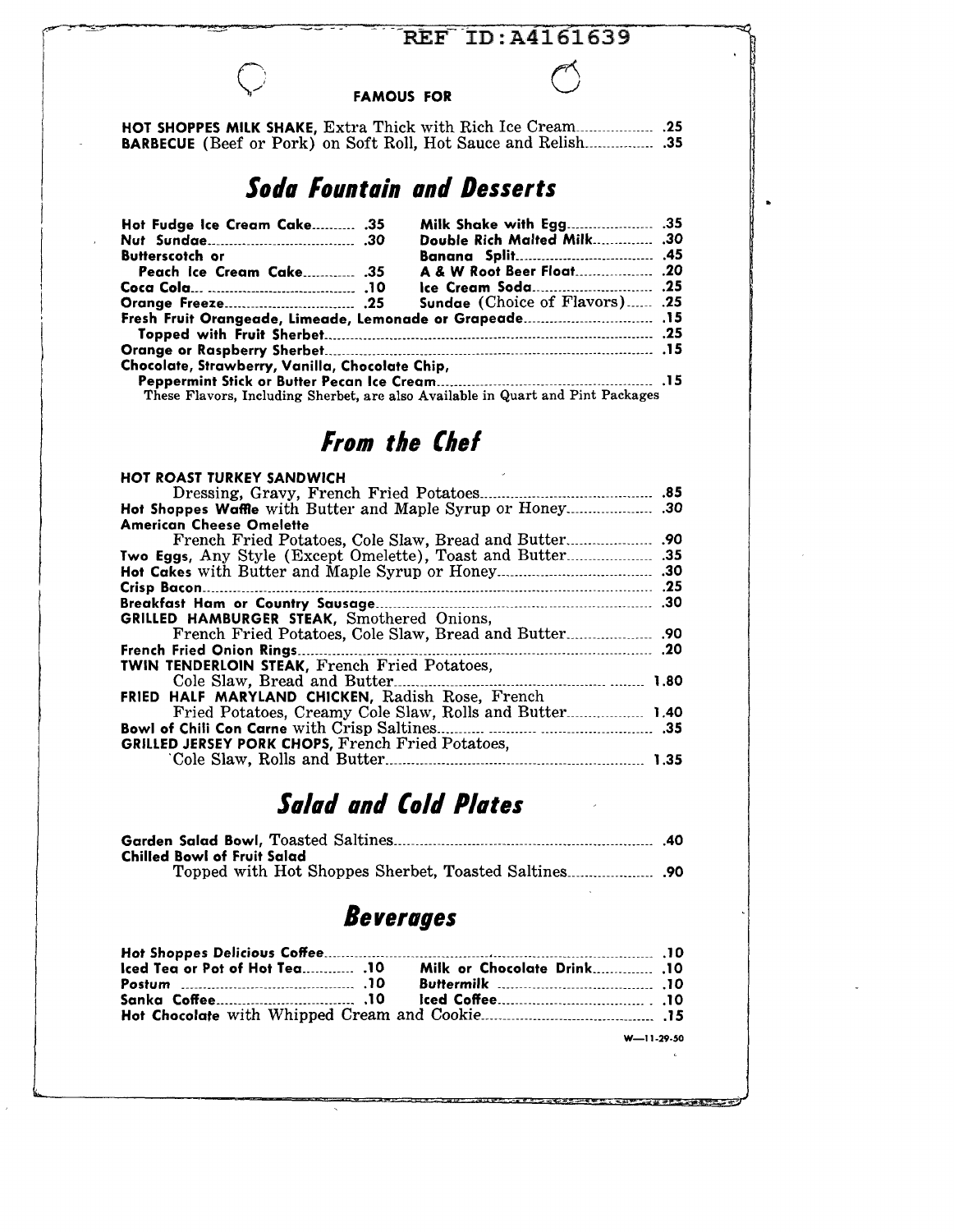REF ID:A4161639

**FAMOUS FOR**

**HOT SHOPPES MILK SHAKE,** Extra Thick with Rich Ice Cream .25
**BARBECUE** (Beef or Pork) on Soft Roll, Hot Sauce and Relish .35

## *Soda Fountain and Desserts*

**Hot Fudge Ice Cream Cake** .35
**Nut Sundae** .30
**Butterscotch or Peach Ice Cream Cake** .35
**Coca Cola** .10
**Orange Freeze** .25
**Milk Shake with Egg** .35
**Double Rich Malted Milk** .30
**Banana Split** .45
**A & W Root Beer Float** .20
**Ice Cream Soda** .25
**Sundae** (Choice of Flavors) .25
**Fresh Fruit Orangeade, Limeade, Lemonade or Grapeade** .15
**Topped with Fruit Sherbet** .25
**Orange or Raspberry Sherbet** .15
**Chocolate, Strawberry, Vanilla, Chocolate Chip, Peppermint Stick or Butter Pecan Ice Cream** .15
These Flavors, Including Sherbet, are also Available in Quart and Pint Packages

## *From the Chef*

**HOT ROAST TURKEY SANDWICH**
Dressing, Gravy, French Fried Potatoes .85
**Hot Shoppes Waffle** with Butter and Maple Syrup or Honey .30
**American Cheese Omelette**
French Fried Potatoes, Cole Slaw, Bread and Butter .90
**Two Eggs,** Any Style (Except Omelette), Toast and Butter .35
**Hot Cakes** with Butter and Maple Syrup or Honey .30
**Crisp Bacon** .25
**Breakfast Ham or Country Sausage** .30
**GRILLED HAMBURGER STEAK,** Smothered Onions,
French Fried Potatoes, Cole Slaw, Bread and Butter .90
**French Fried Onion Rings** .20
**TWIN TENDERLOIN STEAK,** French Fried Potatoes,
Cole Slaw, Bread and Butter 1.80
**FRIED HALF MARYLAND CHICKEN,** Radish Rose, French
Fried Potatoes, Creamy Cole Slaw, Rolls and Butter 1.40
**Bowl of Chili Con Carne** with Crisp Saltines .35
**GRILLED JERSEY PORK CHOPS,** French Fried Potatoes,
Cole Slaw, Rolls and Butter 1.35

## *Salad and Cold Plates*

**Garden Salad Bowl,** Toasted Saltines .40
**Chilled Bowl of Fruit Salad**
Topped with Hot Shoppes Sherbet, Toasted Saltines .90

## *Beverages*

**Hot Shoppes Delicious Coffee** .10
**Iced Tea or Pot of Hot Tea** .10
**Postum** .10
**Sanka Coffee** .10
**Milk or Chocolate Drink** .10
**Buttermilk** .10
**Iced Coffee** .10
**Hot Chocolate** with Whipped Cream and Cookie .15

W—11-29-50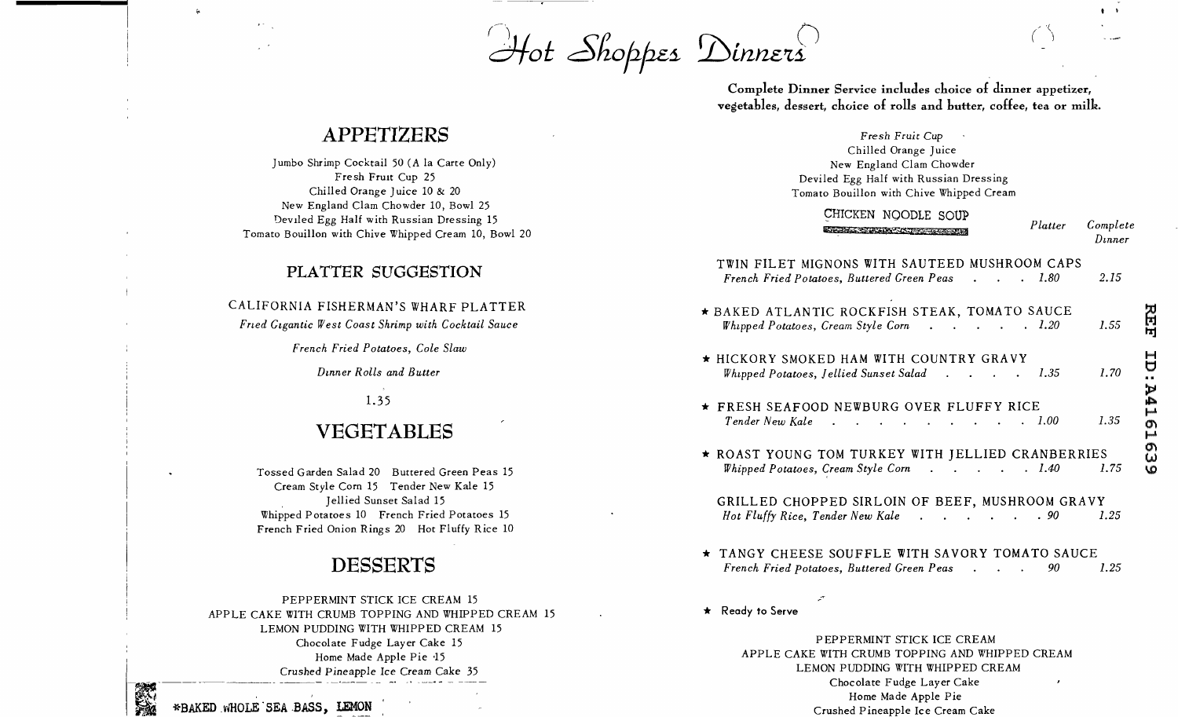# Hot Shoppes Dinners

## APPETIZERS

Jumbo Shrimp Cocktail 50 (A la Carte Only)
Fresh Fruit Cup 25
Chilled Orange Juice 10 & 20
New England Clam Chowder 10, Bowl 25
Deviled Egg Half with Russian Dressing 15
Tomato Bouillon with Chive Whipped Cream 10, Bowl 20

## PLATTER SUGGESTION

CALIFORNIA FISHERMAN'S WHARF PLATTER
*Fried Gigantic West Coast Shrimp with Cocktail Sauce*
*French Fried Potatoes, Cole Slaw*
*Dinner Rolls and Butter*
1.35

## VEGETABLES

Tossed Garden Salad 20 Buttered Green Peas 15
Cream Style Corn 15 Tender New Kale 15
Jellied Sunset Salad 15
Whipped Potatoes 10 French Fried Potatoes 15
French Fried Onion Rings 20 Hot Fluffy Rice 10

## DESSERTS

PEPPERMINT STICK ICE CREAM 15
APPLE CAKE WITH CRUMB TOPPING AND WHIPPED CREAM 15
LEMON PUDDING WITH WHIPPED CREAM 15
Chocolate Fudge Layer Cake 15
Home Made Apple Pie 15
Crushed Pineapple Ice Cream Cake 35

*BAKED WHOLE SEA BASS, LEMON

**Complete Dinner Service includes choice of dinner appetizer, vegetables, dessert, choice of rolls and butter, coffee, tea or milk.**

*Fresh Fruit Cup*
Chilled Orange Juice
New England Clam Chowder
Deviled Egg Half with Russian Dressing
Tomato Bouillon with Chive Whipped Cream
CHICKEN NOODLE SOUP

| | *Platter* | *Complete Dinner* |
|---|---|---|
| TWIN FILET MIGNONS WITH SAUTEED MUSHROOM CAPS<br>*French Fried Potatoes, Buttered Green Peas* | 1.80 | 2.15 |
| ★ BAKED ATLANTIC ROCKFISH STEAK, TOMATO SAUCE<br>*Whipped Potatoes, Cream Style Corn* | 1.20 | 1.55 |
| ★ HICKORY SMOKED HAM WITH COUNTRY GRAVY<br>*Whipped Potatoes, Jellied Sunset Salad* | 1.35 | 1.70 |
| ★ FRESH SEAFOOD NEWBURG OVER FLUFFY RICE<br>*Tender New Kale* | 1.00 | 1.35 |
| ★ ROAST YOUNG TOM TURKEY WITH JELLIED CRANBERRIES<br>*Whipped Potatoes, Cream Style Corn* | 1.40 | 1.75 |
| GRILLED CHOPPED SIRLOIN OF BEEF, MUSHROOM GRAVY<br>*Hot Fluffy Rice, Tender New Kale* | .90 | 1.25 |
| ★ TANGY CHEESE SOUFFLE WITH SAVORY TOMATO SAUCE<br>*French Fried Potatoes, Buttered Green Peas* | 90 | 1.25 |

★ Ready to Serve

PEPPERMINT STICK ICE CREAM
APPLE CAKE WITH CRUMB TOPPING AND WHIPPED CREAM
LEMON PUDDING WITH WHIPPED CREAM
Chocolate Fudge Layer Cake
Home Made Apple Pie
Crushed Pineapple Ice Cream Cake

REF ID:A4161639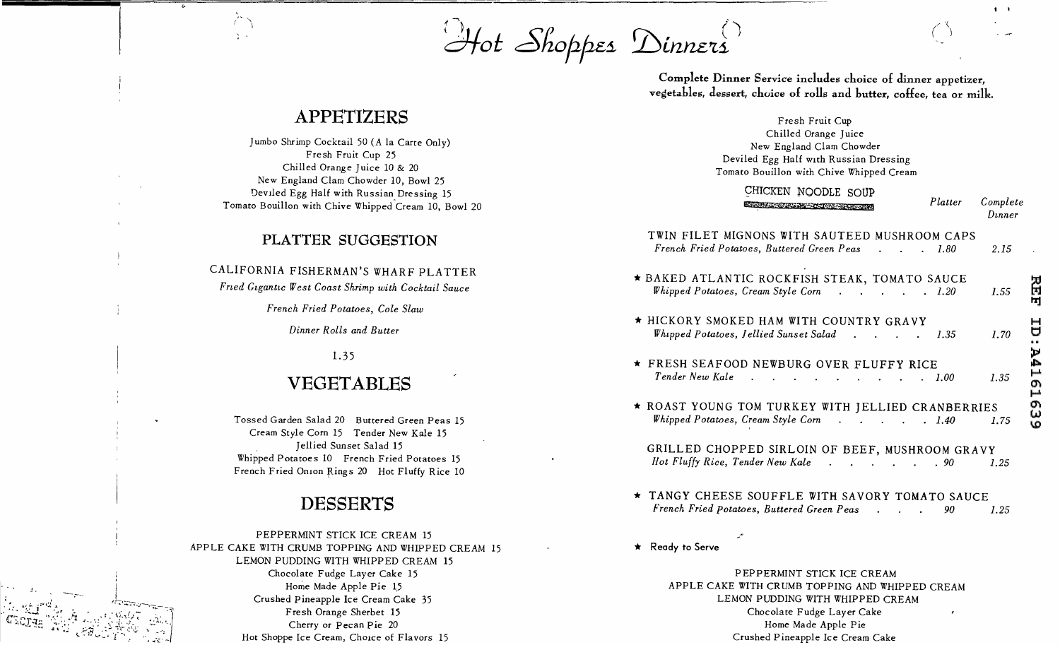# Hot Shoppes Dinners

## APPETIZERS

Jumbo Shrimp Cocktail 50 (A la Carte Only)
Fresh Fruit Cup 25
Chilled Orange Juice 10 & 20
New England Clam Chowder 10, Bowl 25
Deviled Egg Half with Russian Dressing 15
Tomato Bouillon with Chive Whipped Cream 10, Bowl 20

## PLATTER SUGGESTION

CALIFORNIA FISHERMAN'S WHARF PLATTER
*Fried Gigantic West Coast Shrimp with Cocktail Sauce*
*French Fried Potatoes, Cole Slaw*
*Dinner Rolls and Butter*
1.35

## VEGETABLES

Tossed Garden Salad 20 Buttered Green Peas 15
Cream Style Corn 15 Tender New Kale 15
Jellied Sunset Salad 15
Whipped Potatoes 10 French Fried Potatoes 15
French Fried Onion Rings 20 Hot Fluffy Rice 10

## DESSERTS

PEPPERMINT STICK ICE CREAM 15
APPLE CAKE WITH CRUMB TOPPING AND WHIPPED CREAM 15
LEMON PUDDING WITH WHIPPED CREAM 15
Chocolate Fudge Layer Cake 15
Home Made Apple Pie 15
Crushed Pineapple Ice Cream Cake 35
Fresh Orange Sherbet 15
Cherry or Pecan Pie 20
Hot Shoppe Ice Cream, Choice of Flavors 15

**Complete Dinner Service includes choice of dinner appetizer, vegetables, dessert, choice of rolls and butter, coffee, tea or milk.**

Fresh Fruit Cup
Chilled Orange Juice
New England Clam Chowder
Deviled Egg Half with Russian Dressing
Tomato Bouillon with Chive Whipped Cream
CHICKEN NOODLE SOUP

| | *Platter* | *Complete Dinner* |
|---|---|---|
| TWIN FILET MIGNONS WITH SAUTEED MUSHROOM CAPS *French Fried Potatoes, Buttered Green Peas* | 1.80 | 2.15 |
| ★ BAKED ATLANTIC ROCKFISH STEAK, TOMATO SAUCE *Whipped Potatoes, Cream Style Corn* | 1.20 | 1.55 |
| ★ HICKORY SMOKED HAM WITH COUNTRY GRAVY *Whipped Potatoes, Jellied Sunset Salad* | 1.35 | 1.70 |
| ★ FRESH SEAFOOD NEWBURG OVER FLUFFY RICE *Tender New Kale* | 1.00 | 1.35 |
| ★ ROAST YOUNG TOM TURKEY WITH JELLIED CRANBERRIES *Whipped Potatoes, Cream Style Corn* | 1.40 | 1.75 |
| GRILLED CHOPPED SIRLOIN OF BEEF, MUSHROOM GRAVY *Hot Fluffy Rice, Tender New Kale* | .90 | 1.25 |
| ★ TANGY CHEESE SOUFFLE WITH SAVORY TOMATO SAUCE *French Fried Potatoes, Buttered Green Peas* | 90 | 1.25 |

★ Ready to Serve

PEPPERMINT STICK ICE CREAM
APPLE CAKE WITH CRUMB TOPPING AND WHIPPED CREAM
LEMON PUDDING WITH WHIPPED CREAM
Chocolate Fudge Layer Cake
Home Made Apple Pie
Crushed Pineapple Ice Cream Cake